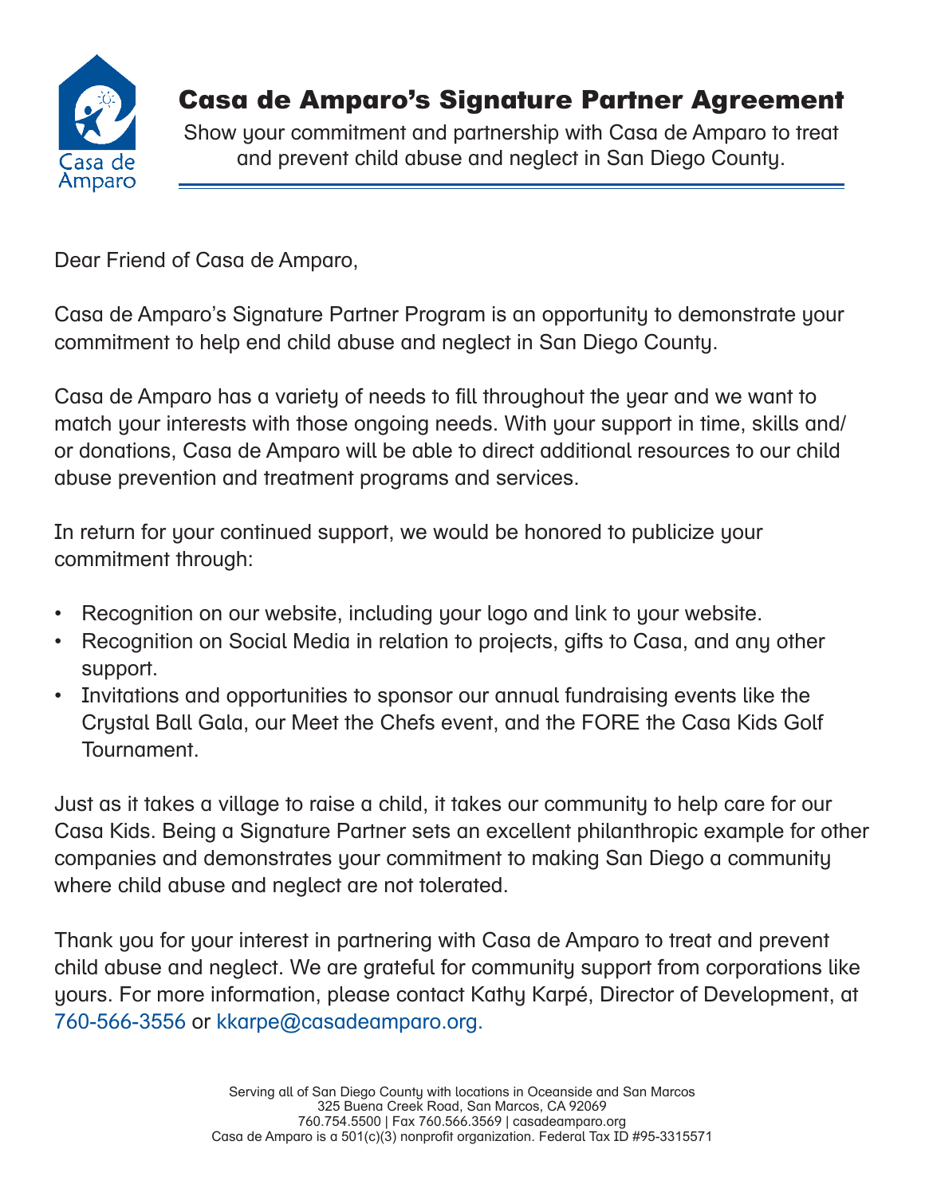# Casa de Amparo's Signature Partner Agreement

Show your commitment and partnership with Casa de Amparo to treat and prevent child abuse and neglect in San Diego County.

Dear Friend of Casa de Amparo,

Casa de Amparo's Signature Partner Program is an opportunity to demonstrate your commitment to help end child abuse and neglect in San Diego County.

Casa de Amparo has a variety of needs to fill throughout the year and we want to match your interests with those ongoing needs. With your support in time, skills and/or donations, Casa de Amparo will be able to direct additional resources to our child abuse prevention and treatment programs and services.

In return for your continued support, we would be honored to publicize your commitment through:

- Recognition on our website, including your logo and link to your website.
- Recognition on Social Media in relation to projects, gifts to Casa, and any other support.
- Invitations and opportunities to sponsor our annual fundraising events like the Crystal Ball Gala, our Meet the Chefs event, and the FORE the Casa Kids Golf Tournament.

Just as it takes a village to raise a child, it takes our community to help care for our Casa Kids. Being a Signature Partner sets an excellent philanthropic example for other companies and demonstrates your commitment to making San Diego a community where child abuse and neglect are not tolerated.

Thank you for your interest in partnering with Casa de Amparo to treat and prevent child abuse and neglect. We are grateful for community support from corporations like yours. For more information, please contact Kathy Karpé, Director of Development, at 760-566-3556 or kkarpe@casadeamparo.org.

Serving all of San Diego County with locations in Oceanside and San Marcos
325 Buena Creek Road, San Marcos, CA 92069
760.754.5500 | Fax 760.566.3569 | casadeamparo.org
Casa de Amparo is a 501(c)(3) nonprofit organization. Federal Tax ID #95-3315571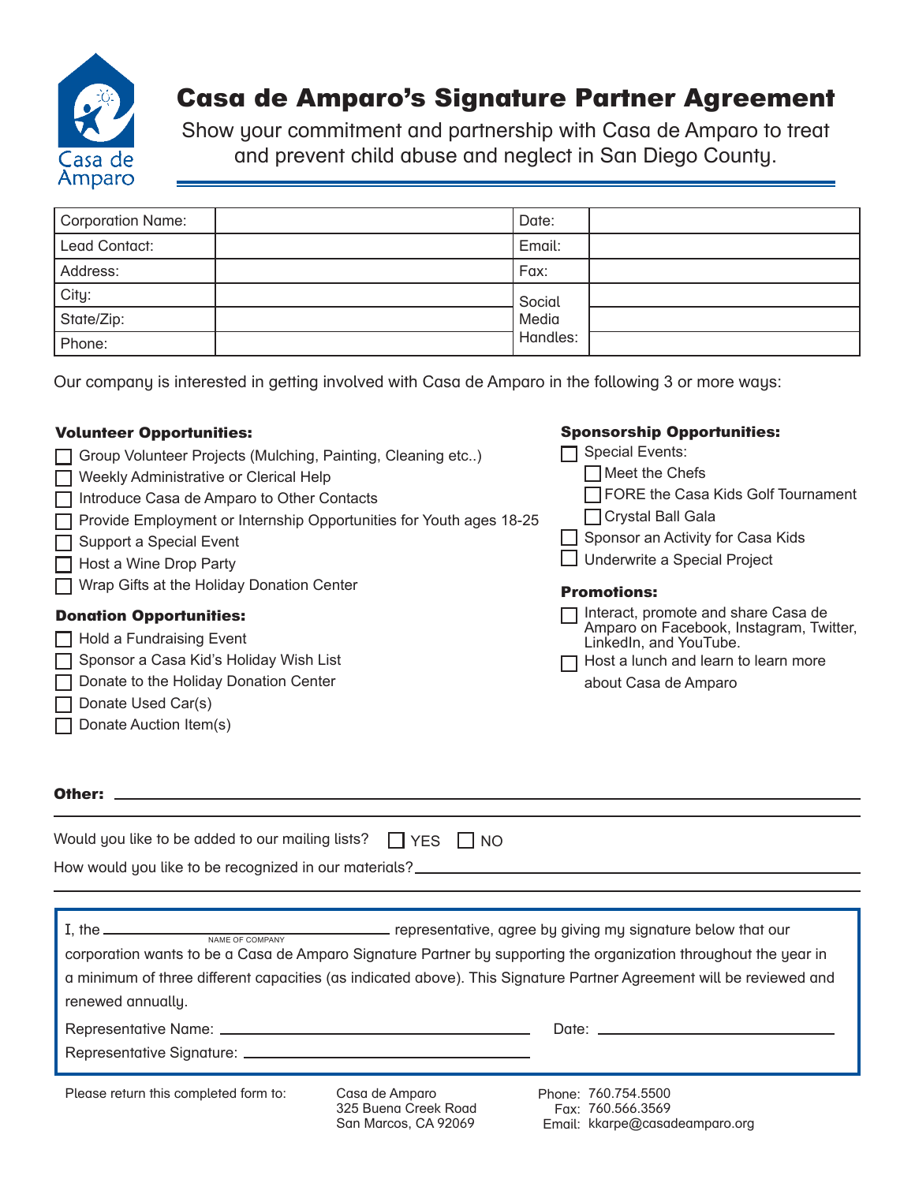# Casa de Amparo's Signature Partner Agreement

Show your commitment and partnership with Casa de Amparo to treat and prevent child abuse and neglect in San Diego County.

| Corporation Name: | | Date: | |
|---|---|---|---|
| Lead Contact: | | Email: | |
| Address: | | Fax: | |
| City: | | Social Media Handles: | |
| State/Zip: | | | |
| Phone: | | | |

Our company is interested in getting involved with Casa de Amparo in the following 3 or more ways:

**Volunteer Opportunities:**

- ☐ Group Volunteer Projects (Mulching, Painting, Cleaning etc..)
- ☐ Weekly Administrative or Clerical Help
- ☐ Introduce Casa de Amparo to Other Contacts
- ☐ Provide Employment or Internship Opportunities for Youth ages 18-25
- ☐ Support a Special Event
- ☐ Host a Wine Drop Party
- ☐ Wrap Gifts at the Holiday Donation Center

**Donation Opportunities:**

- ☐ Hold a Fundraising Event
- ☐ Sponsor a Casa Kid's Holiday Wish List
- ☐ Donate to the Holiday Donation Center
- ☐ Donate Used Car(s)
- ☐ Donate Auction Item(s)

**Sponsorship Opportunities:**

- ☐ Special Events:
  - ☐ Meet the Chefs
  - ☐ FORE the Casa Kids Golf Tournament
  - ☐ Crystal Ball Gala
- ☐ Sponsor an Activity for Casa Kids
- ☐ Underwrite a Special Project

**Promotions:**

- ☐ Interact, promote and share Casa de Amparo on Facebook, Instagram, Twitter, LinkedIn, and YouTube.
- ☐ Host a lunch and learn to learn more about Casa de Amparo

**Other:** ______________________________________________

Would you like to be added to our mailing lists? ☐ YES ☐ NO

How would you like to be recognized in our materials? ______________________________

I, the ______________________ (NAME OF COMPANY) representative, agree by giving my signature below that our corporation wants to be a Casa de Amparo Signature Partner by supporting the organization throughout the year in a minimum of three different capacities (as indicated above). This Signature Partner Agreement will be reviewed and renewed annually.

Representative Name: ______________________ Date: ______________________

Representative Signature: ______________________

Please return this completed form to:

Casa de Amparo
325 Buena Creek Road
San Marcos, CA 92069

Phone: 760.754.5500
Fax: 760.566.3569
Email: kkarpe@casadeamparo.org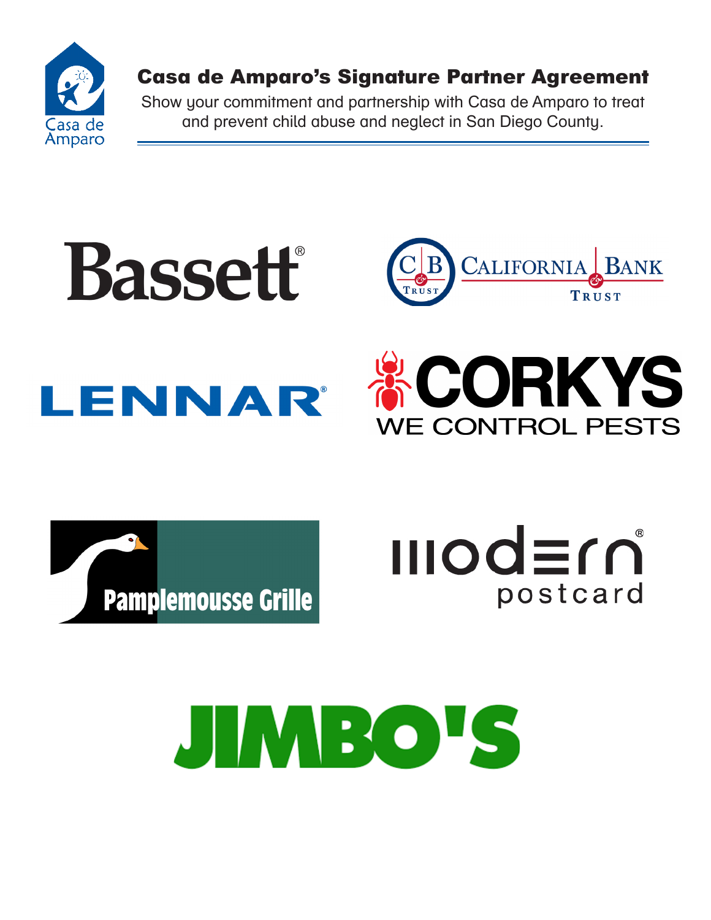Casa de Amparo

# Casa de Amparo's Signature Partner Agreement

Show your commitment and partnership with Casa de Amparo to treat and prevent child abuse and neglect in San Diego County.

Bassett®

CB TRUST CALIFORNIA BANK & TRUST

LENNAR®

CORKYS WE CONTROL PESTS

Pamplemousse Grille

modern® postcard

JIMBO'S